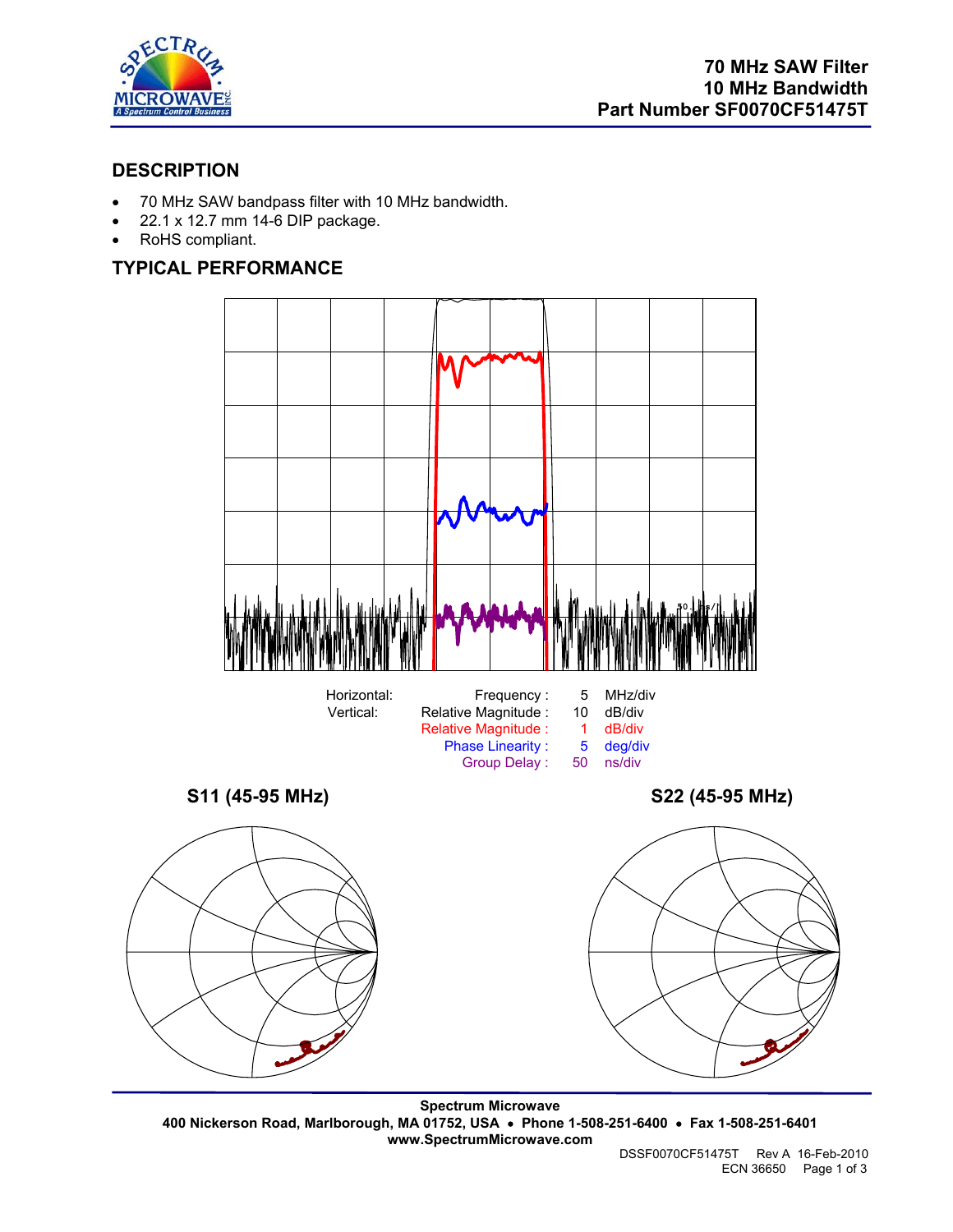# 70 MHz SAW Filter
# 10 MHz Bandwidth
# Part Number SF0070CF51475T

## DESCRIPTION

- 70 MHz SAW bandpass filter with 10 MHz bandwidth.
- 22.1 x 12.7 mm 14-6 DIP package.
- RoHS compliant.

## TYPICAL PERFORMANCE

| | | | |
|---|---|---|---|
| Horizontal: | Frequency : | 5 | MHz/div |
| Vertical: | Relative Magnitude : | 10 | dB/div |
| | Relative Magnitude : | 1 | dB/div |
| | Phase Linearity : | 5 | deg/div |
| | Group Delay : | 50 | ns/div |

**S11 (45-95 MHz)**

**S22 (45-95 MHz)**

**Spectrum Microwave**
**400 Nickerson Road, Marlborough, MA 01752, USA • Phone 1-508-251-6400 • Fax 1-508-251-6401**
**www.SpectrumMicrowave.com**

DSSF0070CF51475T Rev A 16-Feb-2010
ECN 36650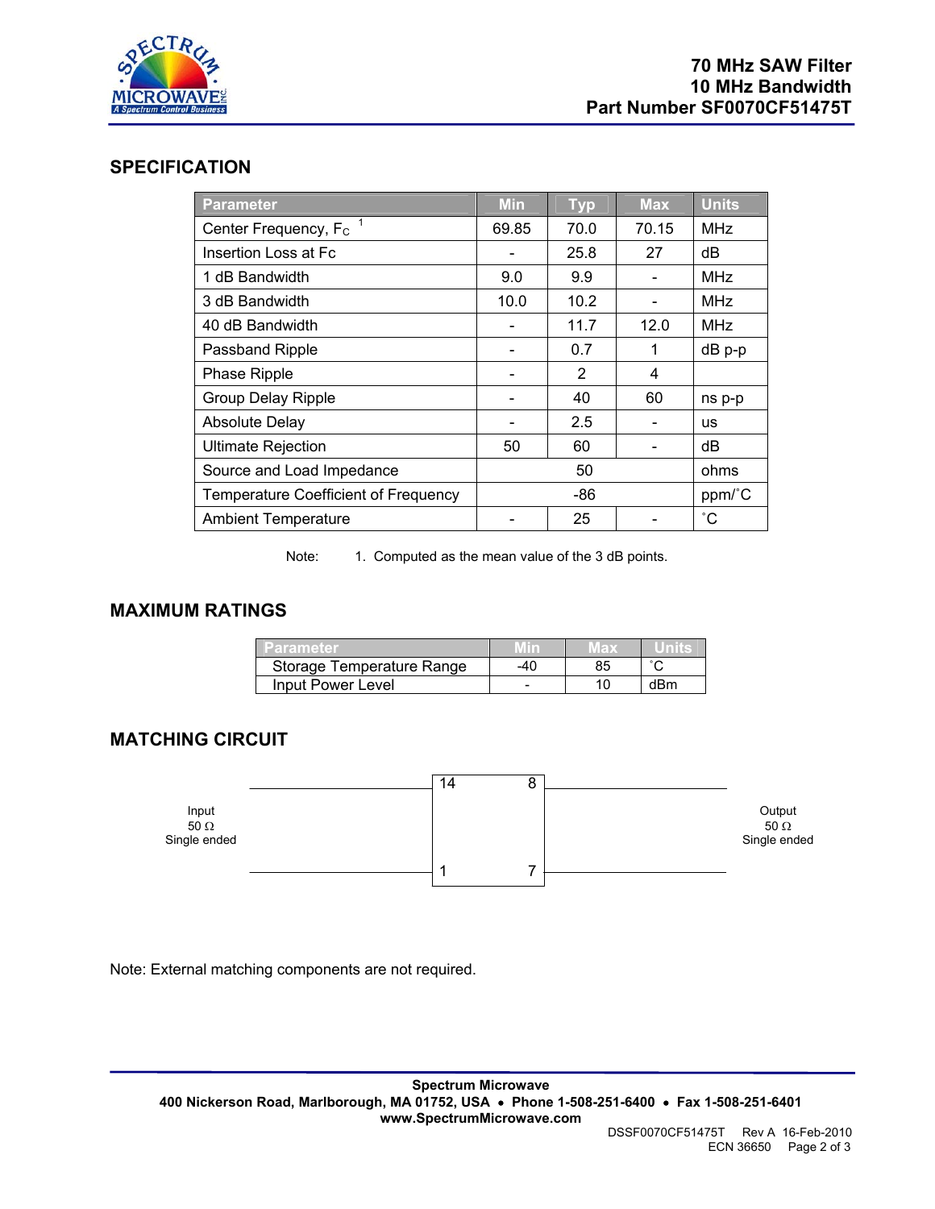**70 MHz SAW Filter**
**10 MHz Bandwidth**
**Part Number SF0070CF51475T**

## SPECIFICATION

| Parameter | Min | Typ | Max | Units |
|---|---|---|---|---|
| Center Frequency, $F_C$ [1] | 69.85 | 70.0 | 70.15 | MHz |
| Insertion Loss at Fc | - | 25.8 | 27 | dB |
| 1 dB Bandwidth | 9.0 | 9.9 | - | MHz |
| 3 dB Bandwidth | 10.0 | 10.2 | - | MHz |
| 40 dB Bandwidth | - | 11.7 | 12.0 | MHz |
| Passband Ripple | - | 0.7 | 1 | dB p-p |
| Phase Ripple | - | 2 | 4 | |
| Group Delay Ripple | - | 40 | 60 | ns p-p |
| Absolute Delay | - | 2.5 | - | us |
| Ultimate Rejection | 50 | 60 | - | dB |
| Source and Load Impedance | | 50 | | ohms |
| Temperature Coefficient of Frequency | | -86 | | ppm/˚C |
| Ambient Temperature | - | 25 | - | ˚C |

Note: 1. Computed as the mean value of the 3 dB points.

## MAXIMUM RATINGS

| Parameter | Min | Max | Units |
|---|---|---|---|
| Storage Temperature Range | -40 | 85 | ˚C |
| Input Power Level | - | 10 | dBm |

## MATCHING CIRCUIT

Input 50 Ω Single ended — pins 14, 1 | pins 8, 7 — Output 50 Ω Single ended

Note: External matching components are not required.

**Spectrum Microwave**
**400 Nickerson Road, Marlborough, MA 01752, USA • Phone 1-508-251-6400 • Fax 1-508-251-6401**
**www.SpectrumMicrowave.com**

DSSF0070CF51475T Rev A 16-Feb-2010
ECN 36650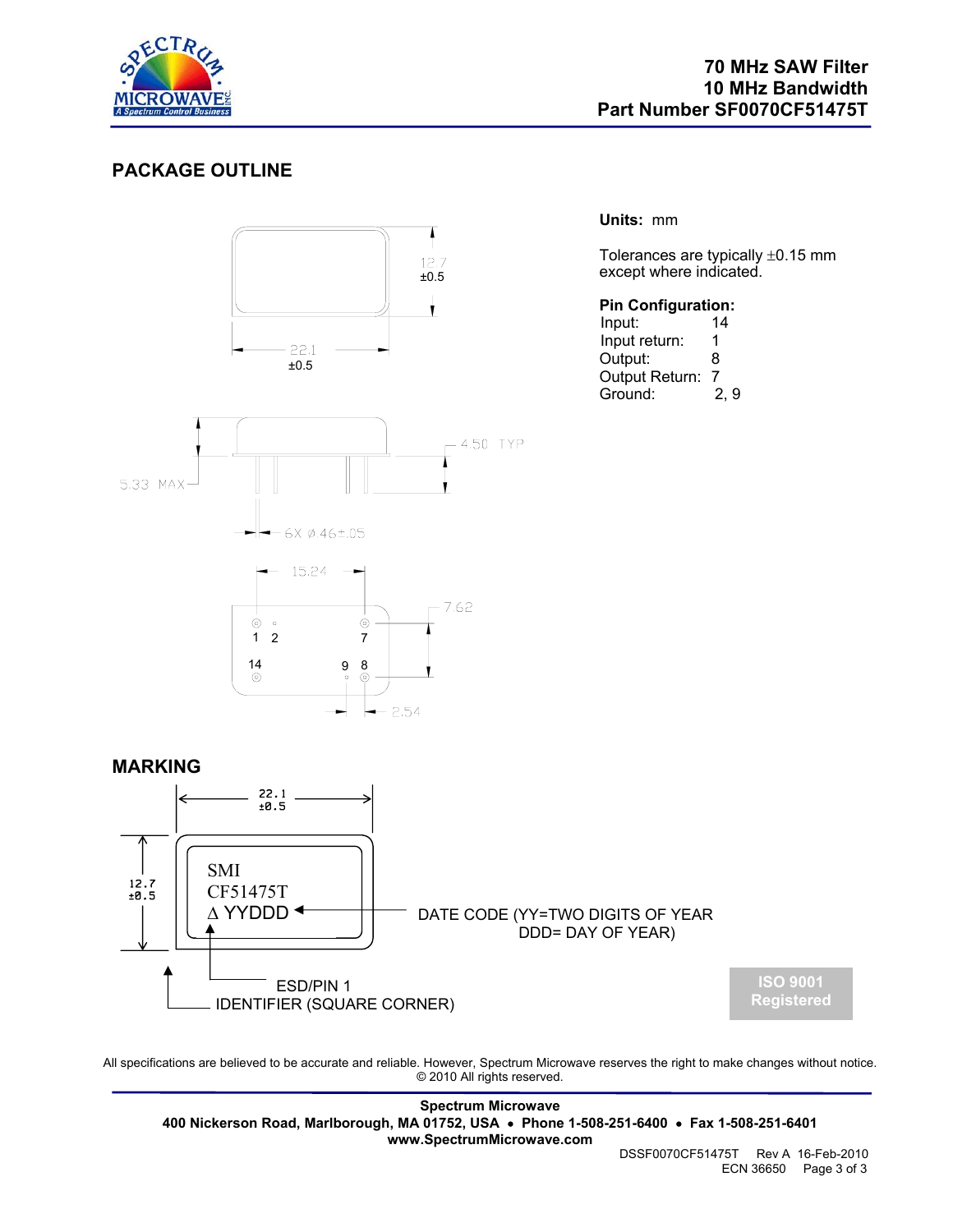# PACKAGE OUTLINE

12.7
±0.5

22.1
±0.5

5.33 MAX

4.50 TYP

6X Ø.46±.05

15.24

7.62

1 2 7

14 9 8

2.54

**Units:** mm

Tolerances are typically ±0.15 mm except where indicated.

**Pin Configuration:**

| | |
|---|---|
| Input: | 14 |
| Input return: | 1 |
| Output: | 8 |
| Output Return: | 7 |
| Ground: | 2, 9 |

# MARKING

22.1
±0.5

12.7
±0.5

SMI
CF51475T
Δ YYDDD

DATE CODE (YY=TWO DIGITS OF YEAR
DDD= DAY OF YEAR)

ESD/PIN 1
IDENTIFIER (SQUARE CORNER)

ISO 9001 Registered

All specifications are believed to be accurate and reliable. However, Spectrum Microwave reserves the right to make changes without notice. © 2010 All rights reserved.

**Spectrum Microwave**
**400 Nickerson Road, Marlborough, MA 01752, USA • Phone 1-508-251-6400 • Fax 1-508-251-6401**
**www.SpectrumMicrowave.com**

DSSF0070CF51475T Rev A 16-Feb-2010
ECN 36650